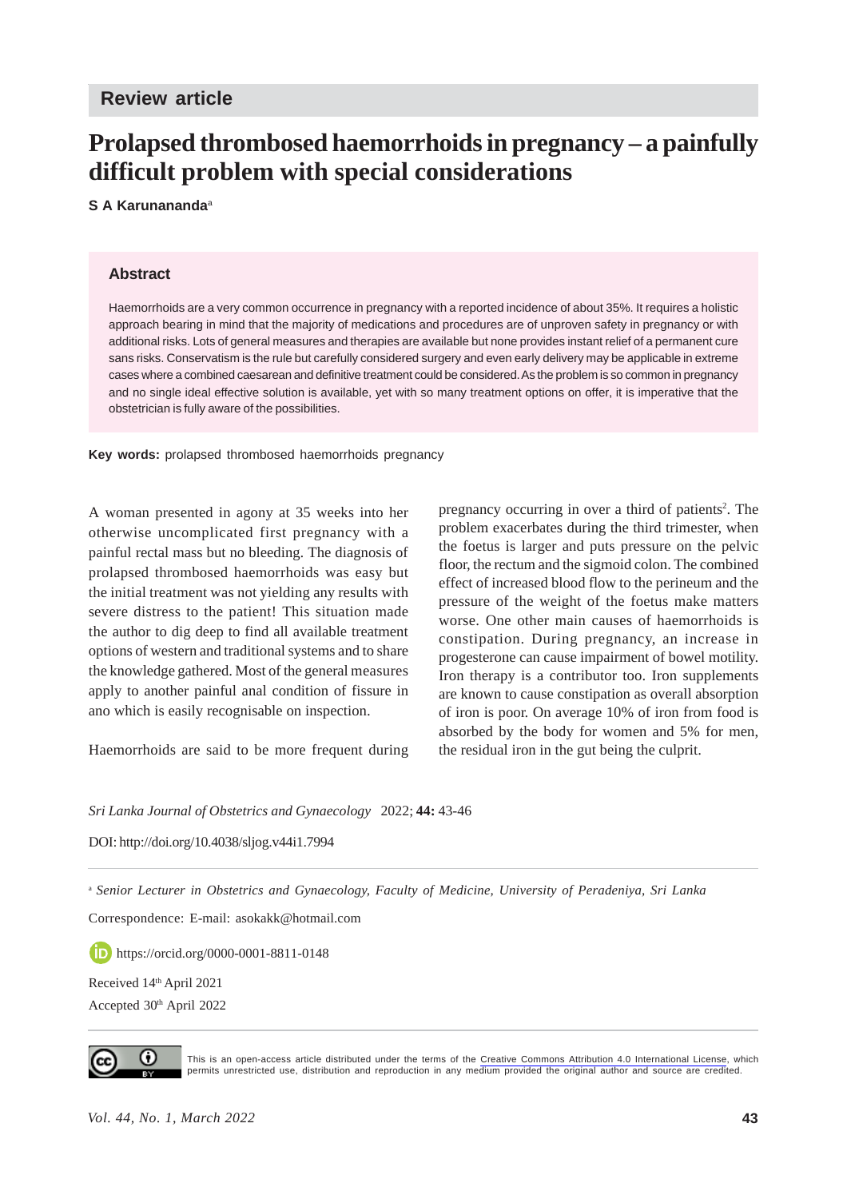Review article

# Prolapsed thrombosed haemorrhoids in pregnancy – a painfully difficult problem with special considerations

**S A Karunananda**[a]

## Abstract

Haemorrhoids are a very common occurrence in pregnancy with a reported incidence of about 35%. It requires a holistic approach bearing in mind that the majority of medications and procedures are of unproven safety in pregnancy or with additional risks. Lots of general measures and therapies are available but none provides instant relief of a permanent cure sans risks. Conservatism is the rule but carefully considered surgery and even early delivery may be applicable in extreme cases where a combined caesarean and definitive treatment could be considered. As the problem is so common in pregnancy and no single ideal effective solution is available, yet with so many treatment options on offer, it is imperative that the obstetrician is fully aware of the possibilities.

**Key words:** prolapsed thrombosed haemorrhoids pregnancy

A woman presented in agony at 35 weeks into her otherwise uncomplicated first pregnancy with a painful rectal mass but no bleeding. The diagnosis of prolapsed thrombosed haemorrhoids was easy but the initial treatment was not yielding any results with severe distress to the patient! This situation made the author to dig deep to find all available treatment options of western and traditional systems and to share the knowledge gathered. Most of the general measures apply to another painful anal condition of fissure in ano which is easily recognisable on inspection.

Haemorrhoids are said to be more frequent during pregnancy occurring in over a third of patients[2]. The problem exacerbates during the third trimester, when the foetus is larger and puts pressure on the pelvic floor, the rectum and the sigmoid colon. The combined effect of increased blood flow to the perineum and the pressure of the weight of the foetus make matters worse. One other main causes of haemorrhoids is constipation. During pregnancy, an increase in progesterone can cause impairment of bowel motility. Iron therapy is a contributor too. Iron supplements are known to cause constipation as overall absorption of iron is poor. On average 10% of iron from food is absorbed by the body for women and 5% for men, the residual iron in the gut being the culprit.

*Sri Lanka Journal of Obstetrics and Gynaecology* 2022; **44:** 43-46

DOI: http://doi.org/10.4038/sljog.v44i1.7994

[a] *Senior Lecturer in Obstetrics and Gynaecology, Faculty of Medicine, University of Peradeniya, Sri Lanka*

Correspondence: E-mail: asokakk@hotmail.com

https://orcid.org/0000-0001-8811-0148

Received 14th April 2021

Accepted 30th April 2022

This is an open-access article distributed under the terms of the Creative Commons Attribution 4.0 International License, which permits unrestricted use, distribution and reproduction in any medium provided the original author and source are credited.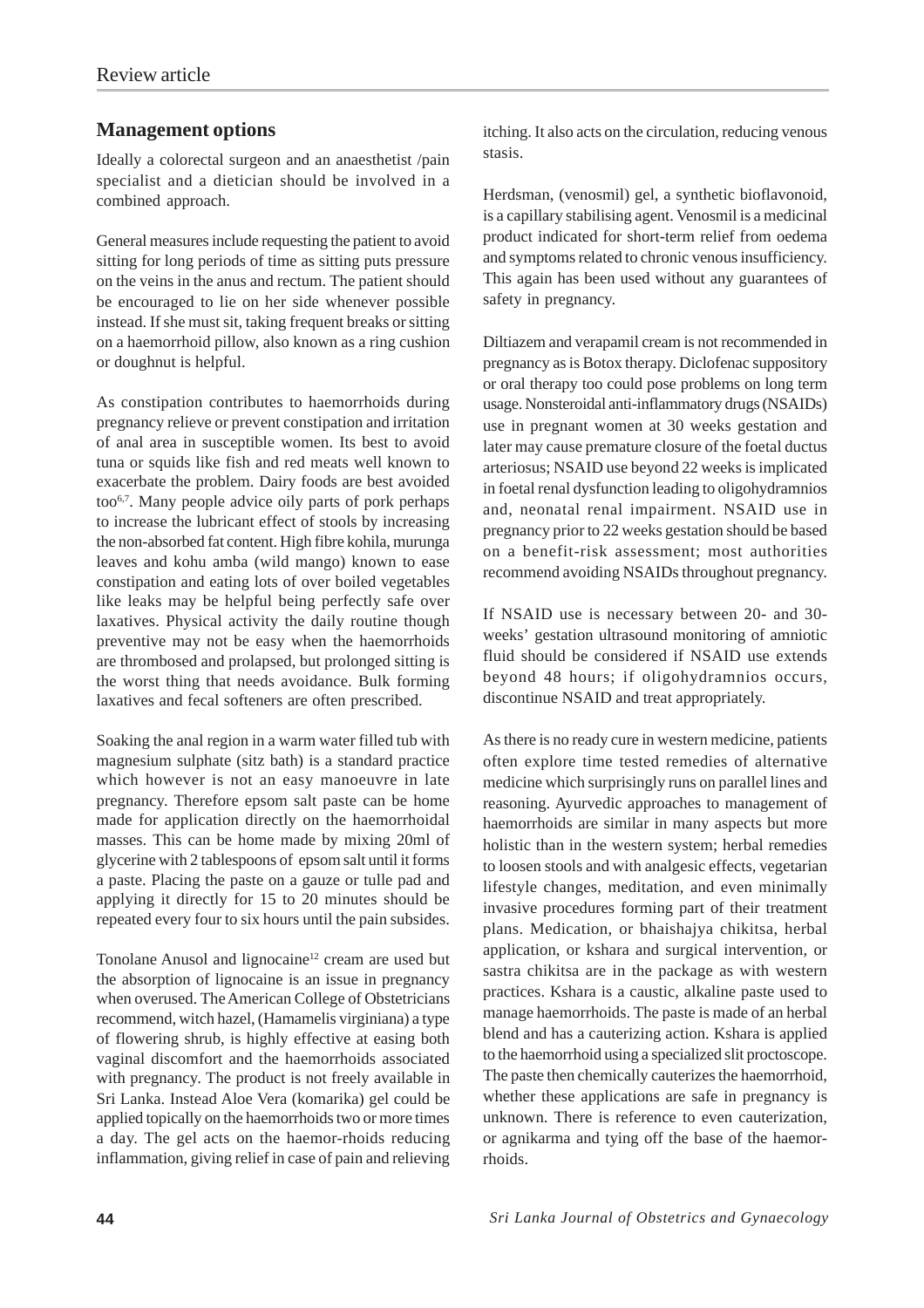## Management options

Ideally a colorectal surgeon and an anaesthetist /pain specialist and a dietician should be involved in a combined approach.

General measures include requesting the patient to avoid sitting for long periods of time as sitting puts pressure on the veins in the anus and rectum. The patient should be encouraged to lie on her side whenever possible instead. If she must sit, taking frequent breaks or sitting on a haemorrhoid pillow, also known as a ring cushion or doughnut is helpful.

As constipation contributes to haemorrhoids during pregnancy relieve or prevent constipation and irritation of anal area in susceptible women. Its best to avoid tuna or squids like fish and red meats well known to exacerbate the problem. Dairy foods are best avoided too[6,7]. Many people advice oily parts of pork perhaps to increase the lubricant effect of stools by increasing the non-absorbed fat content. High fibre kohila, murunga leaves and kohu amba (wild mango) known to ease constipation and eating lots of over boiled vegetables like leaks may be helpful being perfectly safe over laxatives. Physical activity the daily routine though preventive may not be easy when the haemorrhoids are thrombosed and prolapsed, but prolonged sitting is the worst thing that needs avoidance. Bulk forming laxatives and fecal softeners are often prescribed.

Soaking the anal region in a warm water filled tub with magnesium sulphate (sitz bath) is a standard practice which however is not an easy manoeuvre in late pregnancy. Therefore epsom salt paste can be home made for application directly on the haemorrhoidal masses. This can be home made by mixing 20ml of glycerine with 2 tablespoons of epsom salt until it forms a paste. Placing the paste on a gauze or tulle pad and applying it directly for 15 to 20 minutes should be repeated every four to six hours until the pain subsides.

Tonolane Anusol and lignocaine[12] cream are used but the absorption of lignocaine is an issue in pregnancy when overused. The American College of Obstetricians recommend, witch hazel, (Hamamelis virginiana) a type of flowering shrub, is highly effective at easing both vaginal discomfort and the haemorrhoids associated with pregnancy. The product is not freely available in Sri Lanka. Instead Aloe Vera (komarika) gel could be applied topically on the haemorrhoids two or more times a day. The gel acts on the haemor-rhoids reducing inflammation, giving relief in case of pain and relieving itching. It also acts on the circulation, reducing venous stasis.

Herdsman, (venosmil) gel, a synthetic bioflavonoid, is a capillary stabilising agent. Venosmil is a medicinal product indicated for short-term relief from oedema and symptoms related to chronic venous insufficiency. This again has been used without any guarantees of safety in pregnancy.

Diltiazem and verapamil cream is not recommended in pregnancy as is Botox therapy. Diclofenac suppository or oral therapy too could pose problems on long term usage. Nonsteroidal anti-inflammatory drugs (NSAIDs) use in pregnant women at 30 weeks gestation and later may cause premature closure of the foetal ductus arteriosus; NSAID use beyond 22 weeks is implicated in foetal renal dysfunction leading to oligohydramnios and, neonatal renal impairment. NSAID use in pregnancy prior to 22 weeks gestation should be based on a benefit-risk assessment; most authorities recommend avoiding NSAIDs throughout pregnancy.

If NSAID use is necessary between 20- and 30-weeks' gestation ultrasound monitoring of amniotic fluid should be considered if NSAID use extends beyond 48 hours; if oligohydramnios occurs, discontinue NSAID and treat appropriately.

As there is no ready cure in western medicine, patients often explore time tested remedies of alternative medicine which surprisingly runs on parallel lines and reasoning. Ayurvedic approaches to management of haemorrhoids are similar in many aspects but more holistic than in the western system; herbal remedies to loosen stools and with analgesic effects, vegetarian lifestyle changes, meditation, and even minimally invasive procedures forming part of their treatment plans. Medication, or bhaishajya chikitsa, herbal application, or kshara and surgical intervention, or sastra chikitsa are in the package as with western practices. Kshara is a caustic, alkaline paste used to manage haemorrhoids. The paste is made of an herbal blend and has a cauterizing action. Kshara is applied to the haemorrhoid using a specialized slit proctoscope. The paste then chemically cauterizes the haemorrhoid, whether these applications are safe in pregnancy is unknown. There is reference to even cauterization, or agnikarma and tying off the base of the haemor-rhoids.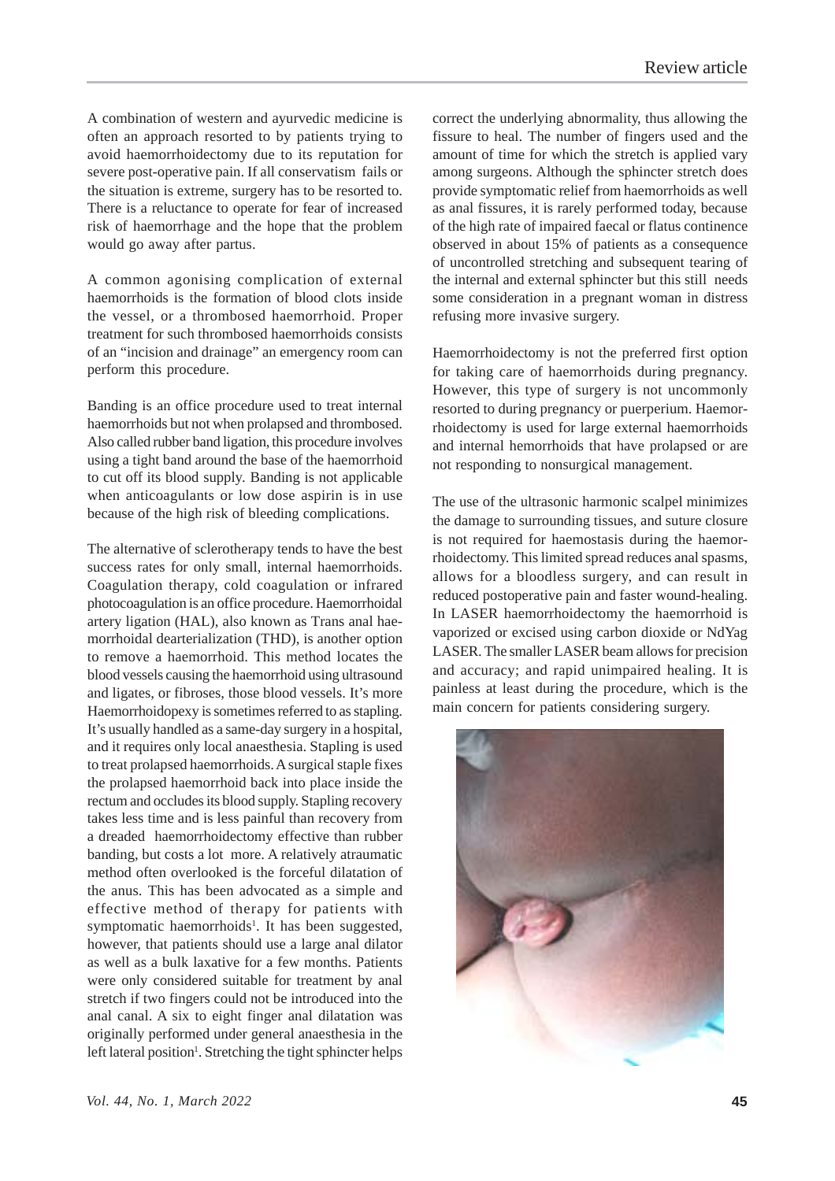A combination of western and ayurvedic medicine is often an approach resorted to by patients trying to avoid haemorrhoidectomy due to its reputation for severe post-operative pain. If all conservatism fails or the situation is extreme, surgery has to be resorted to. There is a reluctance to operate for fear of increased risk of haemorrhage and the hope that the problem would go away after partus.

A common agonising complication of external haemorrhoids is the formation of blood clots inside the vessel, or a thrombosed haemorrhoid. Proper treatment for such thrombosed haemorrhoids consists of an "incision and drainage" an emergency room can perform this procedure.

Banding is an office procedure used to treat internal haemorrhoids but not when prolapsed and thrombosed. Also called rubber band ligation, this procedure involves using a tight band around the base of the haemorrhoid to cut off its blood supply. Banding is not applicable when anticoagulants or low dose aspirin is in use because of the high risk of bleeding complications.

The alternative of sclerotherapy tends to have the best success rates for only small, internal haemorrhoids. Coagulation therapy, cold coagulation or infrared photocoagulation is an office procedure. Haemorrhoidal artery ligation (HAL), also known as Trans anal haemorrhoidal dearterialization (THD), is another option to remove a haemorrhoid. This method locates the blood vessels causing the haemorrhoid using ultrasound and ligates, or fibroses, those blood vessels. It's more Haemorrhoidopexy is sometimes referred to as stapling. It's usually handled as a same-day surgery in a hospital, and it requires only local anaesthesia. Stapling is used to treat prolapsed haemorrhoids. A surgical staple fixes the prolapsed haemorrhoid back into place inside the rectum and occludes its blood supply. Stapling recovery takes less time and is less painful than recovery from a dreaded haemorrhoidectomy effective than rubber banding, but costs a lot more. A relatively atraumatic method often overlooked is the forceful dilatation of the anus. This has been advocated as a simple and effective method of therapy for patients with symptomatic haemorrhoids[1]. It has been suggested, however, that patients should use a large anal dilator as well as a bulk laxative for a few months. Patients were only considered suitable for treatment by anal stretch if two fingers could not be introduced into the anal canal. A six to eight finger anal dilatation was originally performed under general anaesthesia in the left lateral position[1]. Stretching the tight sphincter helps correct the underlying abnormality, thus allowing the fissure to heal. The number of fingers used and the amount of time for which the stretch is applied vary among surgeons. Although the sphincter stretch does provide symptomatic relief from haemorrhoids as well as anal fissures, it is rarely performed today, because of the high rate of impaired faecal or flatus continence observed in about 15% of patients as a consequence of uncontrolled stretching and subsequent tearing of the internal and external sphincter but this still needs some consideration in a pregnant woman in distress refusing more invasive surgery.

Haemorrhoidectomy is not the preferred first option for taking care of haemorrhoids during pregnancy. However, this type of surgery is not uncommonly resorted to during pregnancy or puerperium. Haemorrhoidectomy is used for large external haemorrhoids and internal hemorrhoids that have prolapsed or are not responding to nonsurgical management.

The use of the ultrasonic harmonic scalpel minimizes the damage to surrounding tissues, and suture closure is not required for haemostasis during the haemorrhoidectomy. This limited spread reduces anal spasms, allows for a bloodless surgery, and can result in reduced postoperative pain and faster wound-healing. In LASER haemorrhoidectomy the haemorrhoid is vaporized or excised using carbon dioxide or NdYag LASER. The smaller LASER beam allows for precision and accuracy; and rapid unimpaired healing. It is painless at least during the procedure, which is the main concern for patients considering surgery.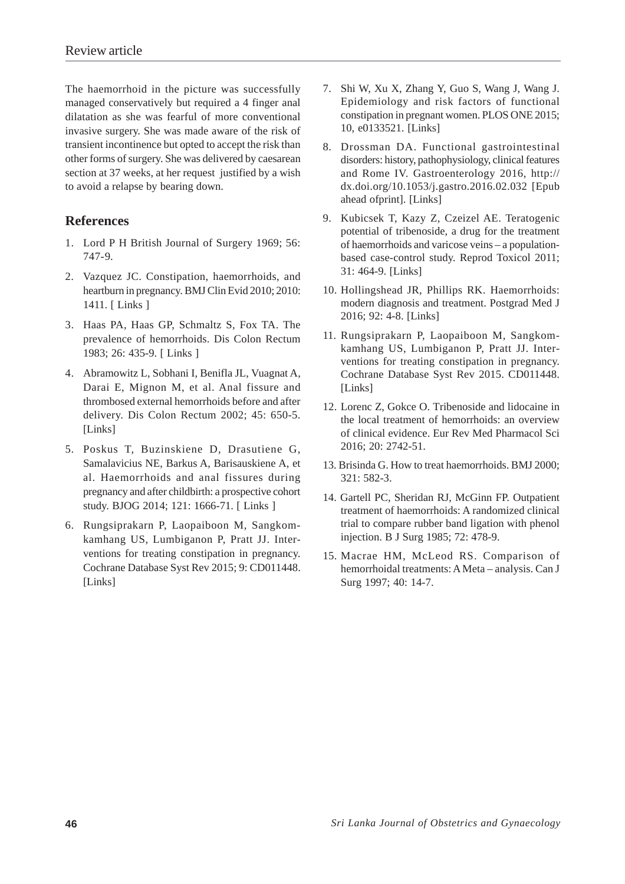The haemorrhoid in the picture was successfully managed conservatively but required a 4 finger anal dilatation as she was fearful of more conventional invasive surgery. She was made aware of the risk of transient incontinence but opted to accept the risk than other forms of surgery. She was delivered by caesarean section at 37 weeks, at her request justified by a wish to avoid a relapse by bearing down.

## References

1. Lord P H British Journal of Surgery 1969; 56: 747-9.
2. Vazquez JC. Constipation, haemorrhoids, and heartburn in pregnancy. BMJ Clin Evid 2010; 2010: 1411. [ Links ]
3. Haas PA, Haas GP, Schmaltz S, Fox TA. The prevalence of hemorrhoids. Dis Colon Rectum 1983; 26: 435-9. [ Links ]
4. Abramowitz L, Sobhani I, Benifla JL, Vuagnat A, Darai E, Mignon M, et al. Anal fissure and thrombosed external hemorrhoids before and after delivery. Dis Colon Rectum 2002; 45: 650-5. [Links]
5. Poskus T, Buzinskiene D, Drasutiene G, Samalavicius NE, Barkus A, Barisauskiene A, et al. Haemorrhoids and anal fissures during pregnancy and after childbirth: a prospective cohort study. BJOG 2014; 121: 1666-71. [ Links ]
6. Rungsiprakarn P, Laopaiboon M, Sangkomkamhang US, Lumbiganon P, Pratt JJ. Interventions for treating constipation in pregnancy. Cochrane Database Syst Rev 2015; 9: CD011448. [Links]
7. Shi W, Xu X, Zhang Y, Guo S, Wang J, Wang J. Epidemiology and risk factors of functional constipation in pregnant women. PLOS ONE 2015; 10, e0133521. [Links]
8. Drossman DA. Functional gastrointestinal disorders: history, pathophysiology, clinical features and Rome IV. Gastroenterology 2016, http://dx.doi.org/10.1053/j.gastro.2016.02.032 [Epub ahead ofprint]. [Links]
9. Kubicsek T, Kazy Z, Czeizel AE. Teratogenic potential of tribenoside, a drug for the treatment of haemorrhoids and varicose veins – a population-based case-control study. Reprod Toxicol 2011; 31: 464-9. [Links]
10. Hollingshead JR, Phillips RK. Haemorrhoids: modern diagnosis and treatment. Postgrad Med J 2016; 92: 4-8. [Links]
11. Rungsiprakarn P, Laopaiboon M, Sangkomkamhang US, Lumbiganon P, Pratt JJ. Interventions for treating constipation in pregnancy. Cochrane Database Syst Rev 2015. CD011448. [Links]
12. Lorenc Z, Gokce O. Tribenoside and lidocaine in the local treatment of hemorrhoids: an overview of clinical evidence. Eur Rev Med Pharmacol Sci 2016; 20: 2742-51.
13. Brisinda G. How to treat haemorrhoids. BMJ 2000; 321: 582-3.
14. Gartell PC, Sheridan RJ, McGinn FP. Outpatient treatment of haemorrhoids: A randomized clinical trial to compare rubber band ligation with phenol injection. B J Surg 1985; 72: 478-9.
15. Macrae HM, McLeod RS. Comparison of hemorrhoidal treatments: A Meta – analysis. Can J Surg 1997; 40: 14-7.